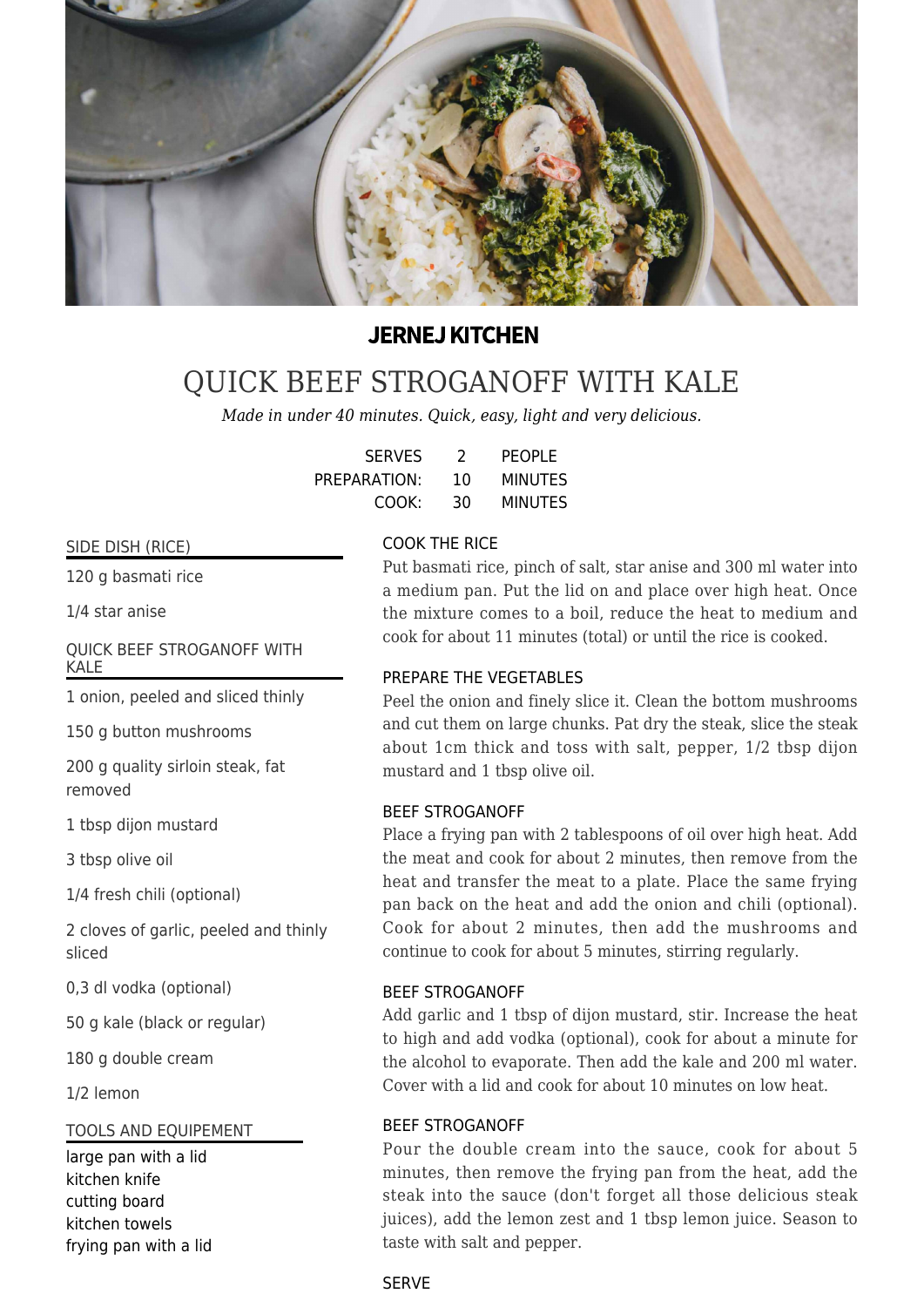**JERNEJ KITCHEN**

# QUICK BEEF STROGANOFF WITH KALE

*Made in under 40 minutes. Quick, easy, light and very delicious.*

| | | |
|---|---|---|
| SERVES | 2 | PEOPLE |
| PREPARATION: | 10 | MINUTES |
| COOK: | 30 | MINUTES |

## SIDE DISH (RICE)

120 g basmati rice

1/4 star anise

## QUICK BEEF STROGANOFF WITH KALE

1 onion, peeled and sliced thinly

150 g button mushrooms

200 g quality sirloin steak, fat removed

1 tbsp dijon mustard

3 tbsp olive oil

1/4 fresh chili (optional)

2 cloves of garlic, peeled and thinly sliced

0,3 dl vodka (optional)

50 g kale (black or regular)

180 g double cream

1/2 lemon

## TOOLS AND EQUIPEMENT

large pan with a lid
kitchen knife
cutting board
kitchen towels
frying pan with a lid

## COOK THE RICE

Put basmati rice, pinch of salt, star anise and 300 ml water into a medium pan. Put the lid on and place over high heat. Once the mixture comes to a boil, reduce the heat to medium and cook for about 11 minutes (total) or until the rice is cooked.

## PREPARE THE VEGETABLES

Peel the onion and finely slice it. Clean the bottom mushrooms and cut them on large chunks. Pat dry the steak, slice the steak about 1cm thick and toss with salt, pepper, 1/2 tbsp dijon mustard and 1 tbsp olive oil.

## BEEF STROGANOFF

Place a frying pan with 2 tablespoons of oil over high heat. Add the meat and cook for about 2 minutes, then remove from the heat and transfer the meat to a plate. Place the same frying pan back on the heat and add the onion and chili (optional). Cook for about 2 minutes, then add the mushrooms and continue to cook for about 5 minutes, stirring regularly.

## BEEF STROGANOFF

Add garlic and 1 tbsp of dijon mustard, stir. Increase the heat to high and add vodka (optional), cook for about a minute for the alcohol to evaporate. Then add the kale and 200 ml water. Cover with a lid and cook for about 10 minutes on low heat.

## BEEF STROGANOFF

Pour the double cream into the sauce, cook for about 5 minutes, then remove the frying pan from the heat, add the steak into the sauce (don't forget all those delicious steak juices), add the lemon zest and 1 tbsp lemon juice. Season to taste with salt and pepper.

## SERVE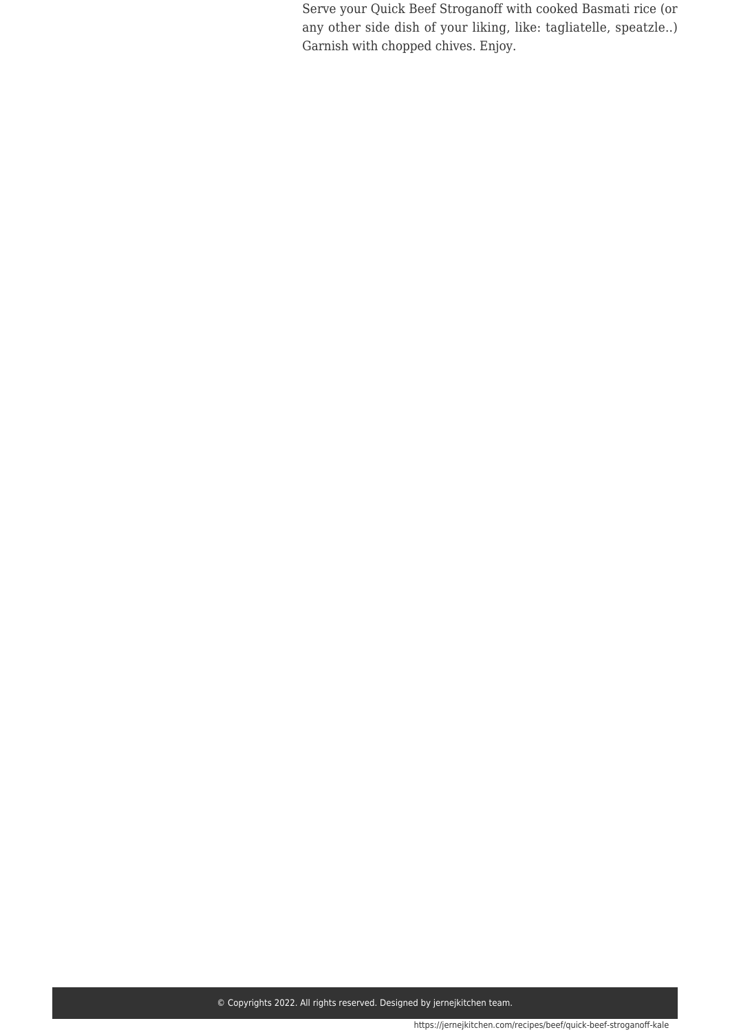Serve your Quick Beef Stroganoff with cooked Basmati rice (or any other side dish of your liking, like: tagliatelle, speatzle..) Garnish with chopped chives. Enjoy.